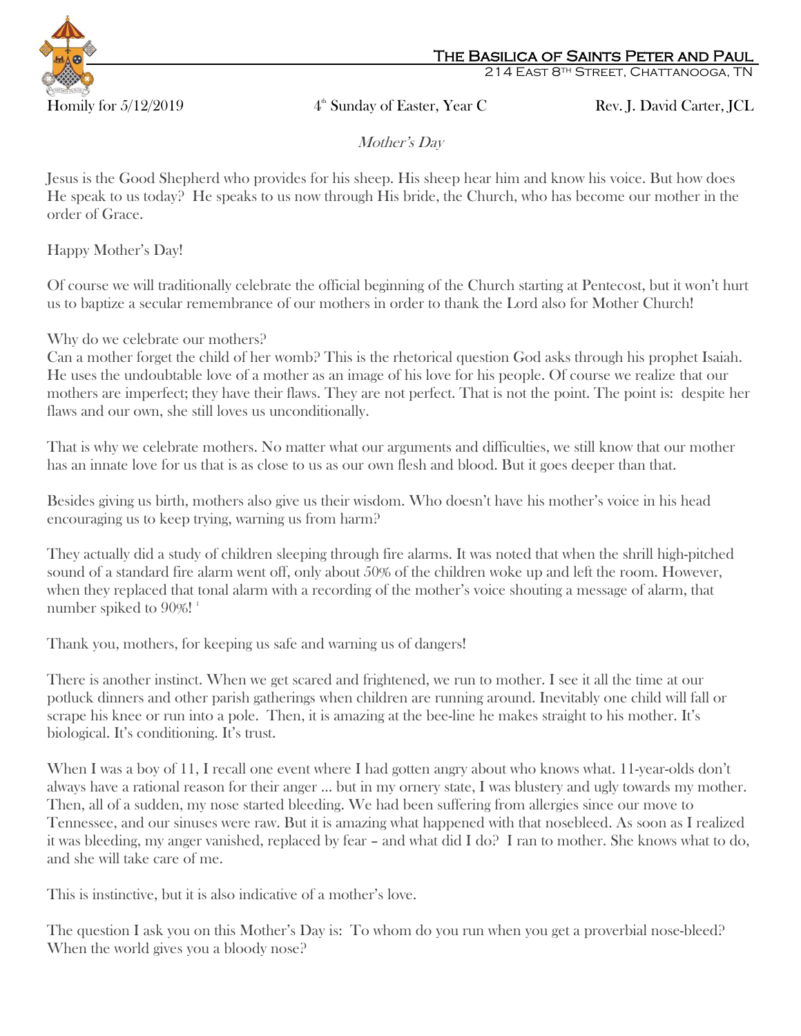# The Basilica of Saints Peter and Paul

214 East 8th Street, Chattanooga, TN

Homily for 5/12/2019 | 4th Sunday of Easter, Year C | Rev. J. David Carter, JCL

*Mother's Day*

Jesus is the Good Shepherd who provides for his sheep. His sheep hear him and know his voice. But how does He speak to us today? He speaks to us now through His bride, the Church, who has become our mother in the order of Grace.

Happy Mother's Day!

Of course we will traditionally celebrate the official beginning of the Church starting at Pentecost, but it won't hurt us to baptize a secular remembrance of our mothers in order to thank the Lord also for Mother Church!

Why do we celebrate our mothers?
Can a mother forget the child of her womb? This is the rhetorical question God asks through his prophet Isaiah. He uses the undoubtable love of a mother as an image of his love for his people. Of course we realize that our mothers are imperfect; they have their flaws. They are not perfect. That is not the point. The point is: despite her flaws and our own, she still loves us unconditionally.

That is why we celebrate mothers. No matter what our arguments and difficulties, we still know that our mother has an innate love for us that is as close to us as our own flesh and blood. But it goes deeper than that.

Besides giving us birth, mothers also give us their wisdom. Who doesn't have his mother's voice in his head encouraging us to keep trying, warning us from harm?

They actually did a study of children sleeping through fire alarms. It was noted that when the shrill high-pitched sound of a standard fire alarm went off, only about 50% of the children woke up and left the room. However, when they replaced that tonal alarm with a recording of the mother's voice shouting a message of alarm, that number spiked to 90%! [1]

Thank you, mothers, for keeping us safe and warning us of dangers!

There is another instinct. When we get scared and frightened, we run to mother. I see it all the time at our potluck dinners and other parish gatherings when children are running around. Inevitably one child will fall or scrape his knee or run into a pole. Then, it is amazing at the bee-line he makes straight to his mother. It's biological. It's conditioning. It's trust.

When I was a boy of 11, I recall one event where I had gotten angry about who knows what. 11-year-olds don't always have a rational reason for their anger ... but in my ornery state, I was blustery and ugly towards my mother. Then, all of a sudden, my nose started bleeding. We had been suffering from allergies since our move to Tennessee, and our sinuses were raw. But it is amazing what happened with that nosebleed. As soon as I realized it was bleeding, my anger vanished, replaced by fear – and what did I do? I ran to mother. She knows what to do, and she will take care of me.

This is instinctive, but it is also indicative of a mother's love.

The question I ask you on this Mother's Day is: To whom do you run when you get a proverbial nose-bleed? When the world gives you a bloody nose?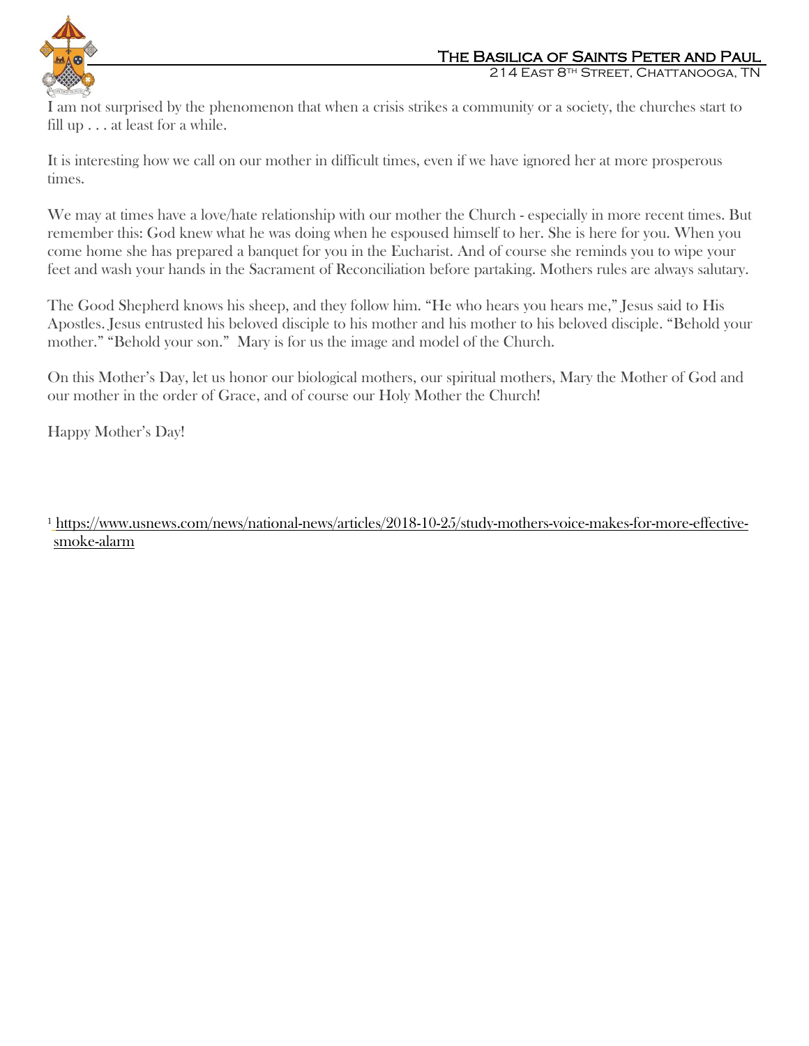I am not surprised by the phenomenon that when a crisis strikes a community or a society, the churches start to fill up . . . at least for a while.

It is interesting how we call on our mother in difficult times, even if we have ignored her at more prosperous times.

We may at times have a love/hate relationship with our mother the Church - especially in more recent times. But remember this: God knew what he was doing when he espoused himself to her. She is here for you. When you come home she has prepared a banquet for you in the Eucharist. And of course she reminds you to wipe your feet and wash your hands in the Sacrament of Reconciliation before partaking. Mothers rules are always salutary.

The Good Shepherd knows his sheep, and they follow him. "He who hears you hears me," Jesus said to His Apostles. Jesus entrusted his beloved disciple to his mother and his mother to his beloved disciple. "Behold your mother." "Behold your son." Mary is for us the image and model of the Church.

On this Mother's Day, let us honor our biological mothers, our spiritual mothers, Mary the Mother of God and our mother in the order of Grace, and of course our Holy Mother the Church!

Happy Mother's Day!

[1] https://www.usnews.com/news/national-news/articles/2018-10-25/study-mothers-voice-makes-for-more-effective-smoke-alarm